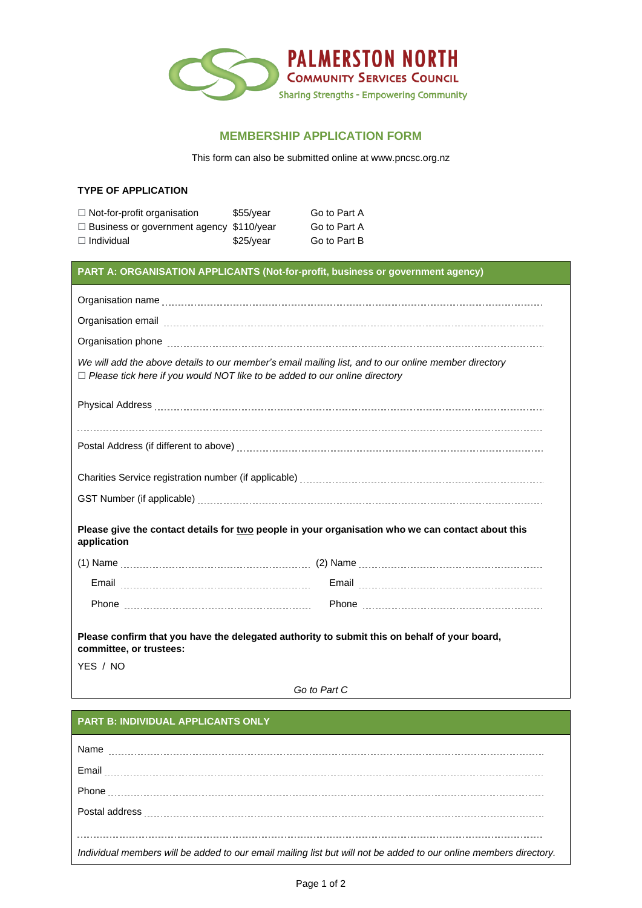**PALMERSTON NORTH**
**COMMUNITY SERVICES COUNCIL**
Sharing Strengths - Empowering Community

## MEMBERSHIP APPLICATION FORM

This form can also be submitted online at www.pncsc.org.nz

### TYPE OF APPLICATION

| | | |
|---|---|---|
| ☐ Not-for-profit organisation | $55/year | Go to Part A |
| ☐ Business or government agency | $110/year | Go to Part A |
| ☐ Individual | $25/year | Go to Part B |

### PART A: ORGANISATION APPLICANTS (Not-for-profit, business or government agency)

Organisation name ..........................................................................................

Organisation email ..........................................................................................

Organisation phone ..........................................................................................

*We will add the above details to our member's email mailing list, and to our online member directory*
☐ *Please tick here if you would NOT like to be added to our online directory*

Physical Address ..........................................................................................

..........................................................................................

Postal Address (if different to above) ..........................................................................................

Charities Service registration number (if applicable) ..........................................................................................

GST Number (if applicable) ..........................................................................................

**Please give the contact details for <u>two</u> people in your organisation who we can contact about this application**

(1) Name .................................................. (2) Name ..................................................

Email .................................................. Email ..................................................

Phone .................................................. Phone ..................................................

**Please confirm that you have the delegated authority to submit this on behalf of your board, committee, or trustees:**

YES / NO

*Go to Part C*

### PART B: INDIVIDUAL APPLICANTS ONLY

Name ..........................................................................................

Email ..........................................................................................

Phone ..........................................................................................

Postal address ..........................................................................................

..........................................................................................

*Individual members will be added to our email mailing list but will not be added to our online members directory.*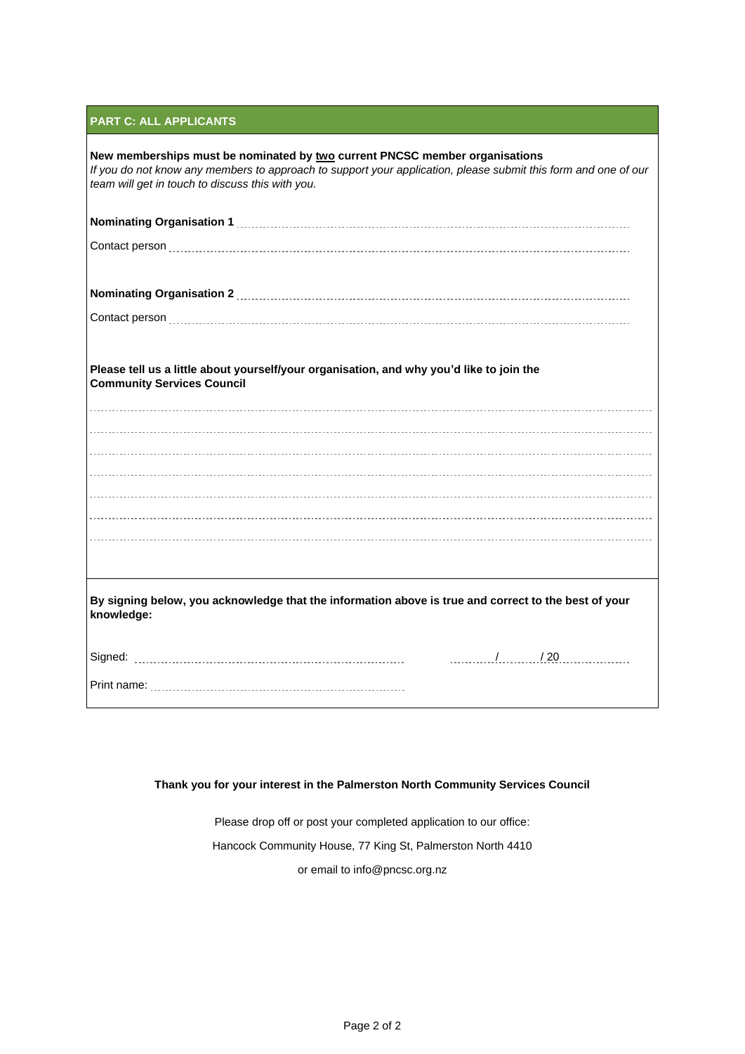## PART C: ALL APPLICANTS

**New memberships must be nominated by <u>two</u> current PNCSC member organisations**

*If you do not know any members to approach to support your application, please submit this form and one of our team will get in touch to discuss this with you.*

**Nominating Organisation 1** ..............................................................................................

Contact person ..............................................................................................

**Nominating Organisation 2** ..............................................................................................

Contact person ..............................................................................................

**Please tell us a little about yourself/your organisation, and why you'd like to join the Community Services Council**

..............................................................................................

..............................................................................................

..............................................................................................

..............................................................................................

..............................................................................................

..............................................................................................

..............................................................................................

**By signing below, you acknowledge that the information above is true and correct to the best of your knowledge:**

Signed: .............................................................. ........../........../20..............

Print name: ..............................................................

**Thank you for your interest in the Palmerston North Community Services Council**

Please drop off or post your completed application to our office:

Hancock Community House, 77 King St, Palmerston North 4410

or email to info@pncsc.org.nz